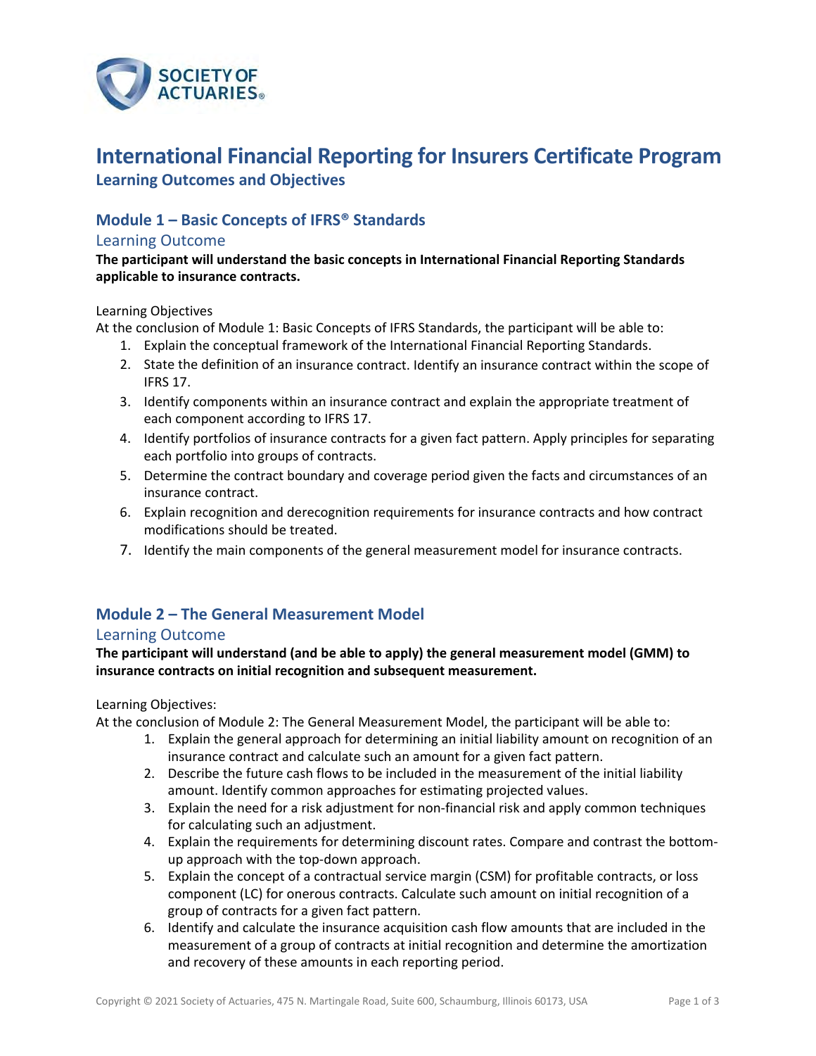SOCIETY OF ACTUARIES®

# International Financial Reporting for Insurers Certificate Program

**Learning Outcomes and Objectives**

## Module 1 – Basic Concepts of IFRS® Standards

### Learning Outcome

**The participant will understand the basic concepts in International Financial Reporting Standards applicable to insurance contracts.**

Learning Objectives

At the conclusion of Module 1: Basic Concepts of IFRS Standards, the participant will be able to:

1. Explain the conceptual framework of the International Financial Reporting Standards.
2. State the definition of an insurance contract. Identify an insurance contract within the scope of IFRS 17.
3. Identify components within an insurance contract and explain the appropriate treatment of each component according to IFRS 17.
4. Identify portfolios of insurance contracts for a given fact pattern. Apply principles for separating each portfolio into groups of contracts.
5. Determine the contract boundary and coverage period given the facts and circumstances of an insurance contract.
6. Explain recognition and derecognition requirements for insurance contracts and how contract modifications should be treated.
7. Identify the main components of the general measurement model for insurance contracts.

## Module 2 – The General Measurement Model

### Learning Outcome

**The participant will understand (and be able to apply) the general measurement model (GMM) to insurance contracts on initial recognition and subsequent measurement.**

Learning Objectives:

At the conclusion of Module 2: The General Measurement Model, the participant will be able to:

1. Explain the general approach for determining an initial liability amount on recognition of an insurance contract and calculate such an amount for a given fact pattern.
2. Describe the future cash flows to be included in the measurement of the initial liability amount. Identify common approaches for estimating projected values.
3. Explain the need for a risk adjustment for non-financial risk and apply common techniques for calculating such an adjustment.
4. Explain the requirements for determining discount rates. Compare and contrast the bottom-up approach with the top-down approach.
5. Explain the concept of a contractual service margin (CSM) for profitable contracts, or loss component (LC) for onerous contracts. Calculate such amount on initial recognition of a group of contracts for a given fact pattern.
6. Identify and calculate the insurance acquisition cash flow amounts that are included in the measurement of a group of contracts at initial recognition and determine the amortization and recovery of these amounts in each reporting period.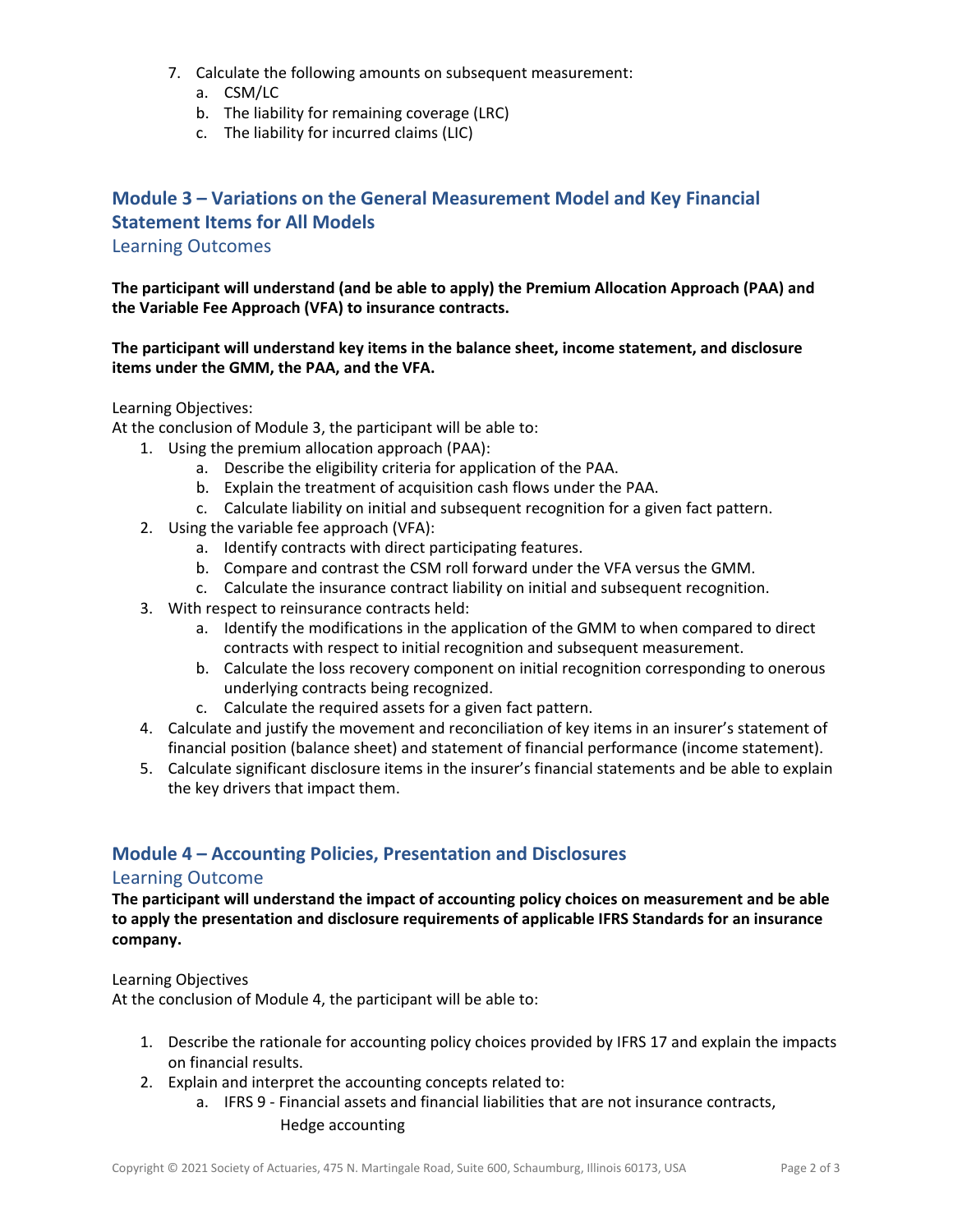7. Calculate the following amounts on subsequent measurement:
   a. CSM/LC
   b. The liability for remaining coverage (LRC)
   c. The liability for incurred claims (LIC)

## Module 3 – Variations on the General Measurement Model and Key Financial Statement Items for All Models

### Learning Outcomes

**The participant will understand (and be able to apply) the Premium Allocation Approach (PAA) and the Variable Fee Approach (VFA) to insurance contracts.**

**The participant will understand key items in the balance sheet, income statement, and disclosure items under the GMM, the PAA, and the VFA.**

Learning Objectives:
At the conclusion of Module 3, the participant will be able to:

1. Using the premium allocation approach (PAA):
   a. Describe the eligibility criteria for application of the PAA.
   b. Explain the treatment of acquisition cash flows under the PAA.
   c. Calculate liability on initial and subsequent recognition for a given fact pattern.
2. Using the variable fee approach (VFA):
   a. Identify contracts with direct participating features.
   b. Compare and contrast the CSM roll forward under the VFA versus the GMM.
   c. Calculate the insurance contract liability on initial and subsequent recognition.
3. With respect to reinsurance contracts held:
   a. Identify the modifications in the application of the GMM to when compared to direct contracts with respect to initial recognition and subsequent measurement.
   b. Calculate the loss recovery component on initial recognition corresponding to onerous underlying contracts being recognized.
   c. Calculate the required assets for a given fact pattern.
4. Calculate and justify the movement and reconciliation of key items in an insurer's statement of financial position (balance sheet) and statement of financial performance (income statement).
5. Calculate significant disclosure items in the insurer's financial statements and be able to explain the key drivers that impact them.

## Module 4 – Accounting Policies, Presentation and Disclosures

### Learning Outcome

**The participant will understand the impact of accounting policy choices on measurement and be able to apply the presentation and disclosure requirements of applicable IFRS Standards for an insurance company.**

Learning Objectives
At the conclusion of Module 4, the participant will be able to:

1. Describe the rationale for accounting policy choices provided by IFRS 17 and explain the impacts on financial results.
2. Explain and interpret the accounting concepts related to:
   a. IFRS 9 - Financial assets and financial liabilities that are not insurance contracts, Hedge accounting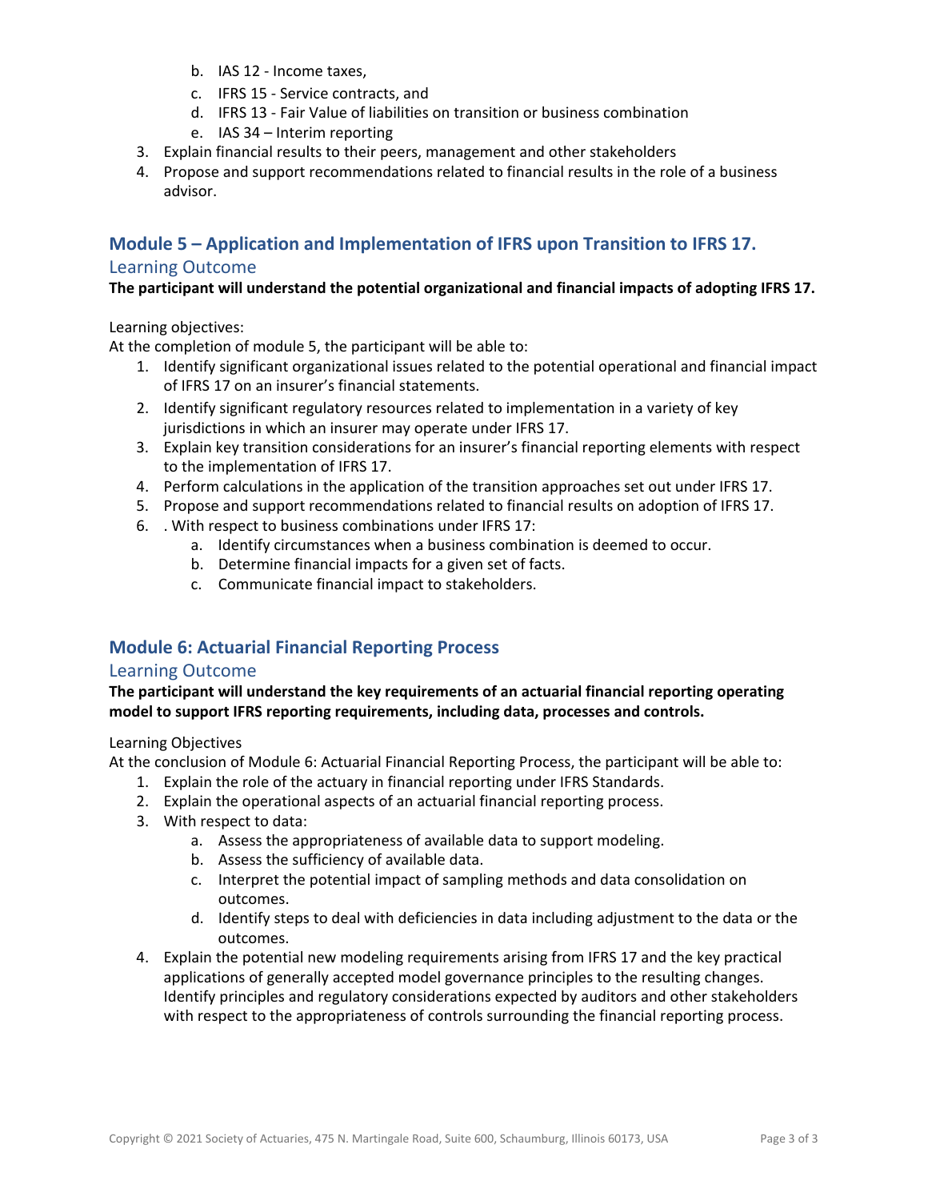b. IAS 12 - Income taxes,
   c. IFRS 15 - Service contracts, and
   d. IFRS 13 - Fair Value of liabilities on transition or business combination
   e. IAS 34 – Interim reporting
3. Explain financial results to their peers, management and other stakeholders
4. Propose and support recommendations related to financial results in the role of a business advisor.

## Module 5 – Application and Implementation of IFRS upon Transition to IFRS 17.

### Learning Outcome

**The participant will understand the potential organizational and financial impacts of adopting IFRS 17.**

Learning objectives:
At the completion of module 5, the participant will be able to:

1. Identify significant organizational issues related to the potential operational and financial impact of IFRS 17 on an insurer's financial statements.
2. Identify significant regulatory resources related to implementation in a variety of key jurisdictions in which an insurer may operate under IFRS 17.
3. Explain key transition considerations for an insurer's financial reporting elements with respect to the implementation of IFRS 17.
4. Perform calculations in the application of the transition approaches set out under IFRS 17.
5. Propose and support recommendations related to financial results on adoption of IFRS 17.
6. . With respect to business combinations under IFRS 17:
   a. Identify circumstances when a business combination is deemed to occur.
   b. Determine financial impacts for a given set of facts.
   c. Communicate financial impact to stakeholders.

## Module 6: Actuarial Financial Reporting Process

### Learning Outcome

**The participant will understand the key requirements of an actuarial financial reporting operating model to support IFRS reporting requirements, including data, processes and controls.**

Learning Objectives
At the conclusion of Module 6: Actuarial Financial Reporting Process, the participant will be able to:

1. Explain the role of the actuary in financial reporting under IFRS Standards.
2. Explain the operational aspects of an actuarial financial reporting process.
3. With respect to data:
   a. Assess the appropriateness of available data to support modeling.
   b. Assess the sufficiency of available data.
   c. Interpret the potential impact of sampling methods and data consolidation on outcomes.
   d. Identify steps to deal with deficiencies in data including adjustment to the data or the outcomes.
4. Explain the potential new modeling requirements arising from IFRS 17 and the key practical applications of generally accepted model governance principles to the resulting changes. Identify principles and regulatory considerations expected by auditors and other stakeholders with respect to the appropriateness of controls surrounding the financial reporting process.

Copyright © 2021 Society of Actuaries, 475 N. Martingale Road, Suite 600, Schaumburg, Illinois 60173, USA